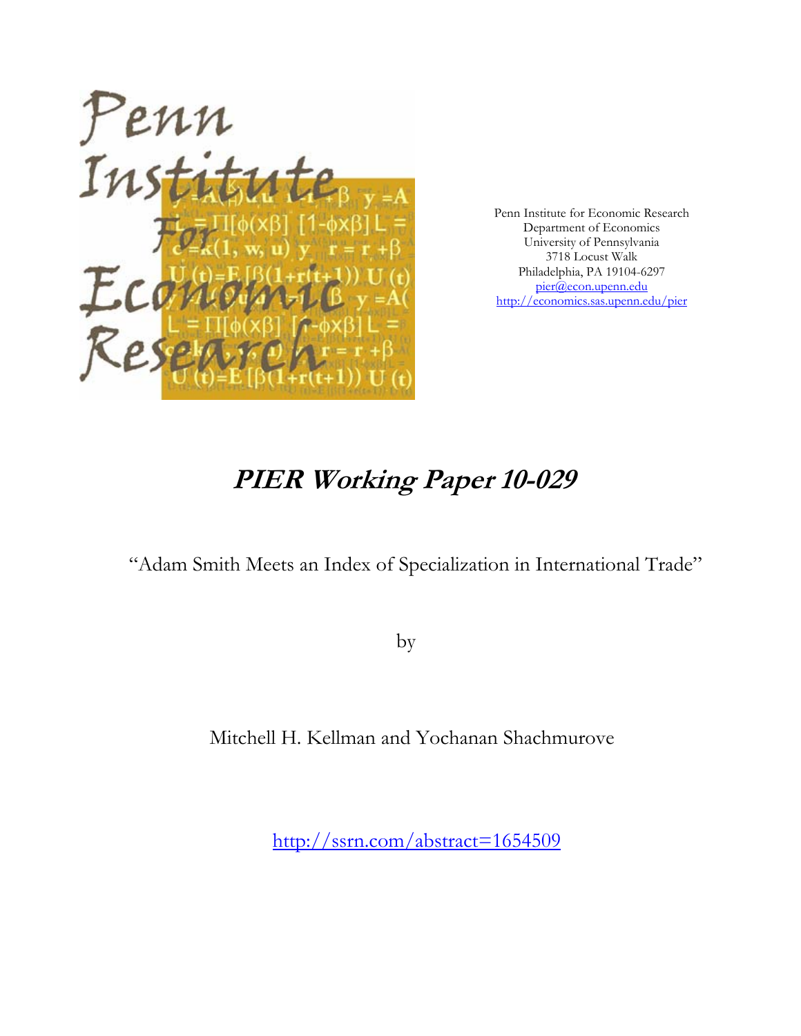Penn Institute for Economic Research
Department of Economics
University of Pennsylvania
3718 Locust Walk
Philadelphia, PA 19104-6297
pier@econ.upenn.edu
http://economics.sas.upenn.edu/pier

# *PIER Working Paper 10-029*

"Adam Smith Meets an Index of Specialization in International Trade"

by

Mitchell H. Kellman and Yochanan Shachmurove

http://ssrn.com/abstract=1654509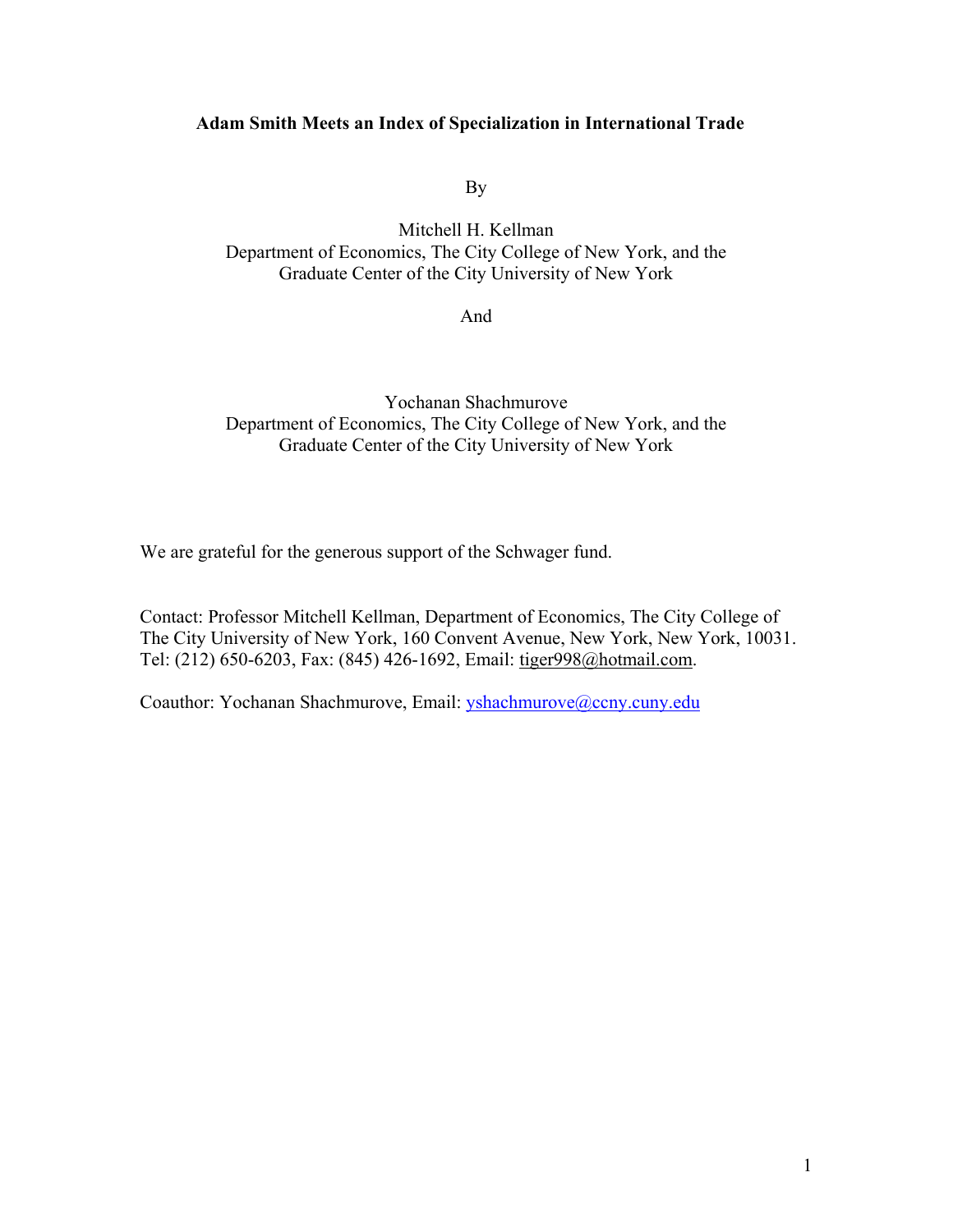**Adam Smith Meets an Index of Specialization in International Trade**

By

Mitchell H. Kellman
Department of Economics, The City College of New York, and the
Graduate Center of the City University of New York

And

Yochanan Shachmurove
Department of Economics, The City College of New York, and the
Graduate Center of the City University of New York

We are grateful for the generous support of the Schwager fund.

Contact: Professor Mitchell Kellman, Department of Economics, The City College of The City University of New York, 160 Convent Avenue, New York, New York, 10031. Tel: (212) 650-6203, Fax: (845) 426-1692, Email: tiger998@hotmail.com.

Coauthor: Yochanan Shachmurove, Email: yshachmurove@ccny.cuny.edu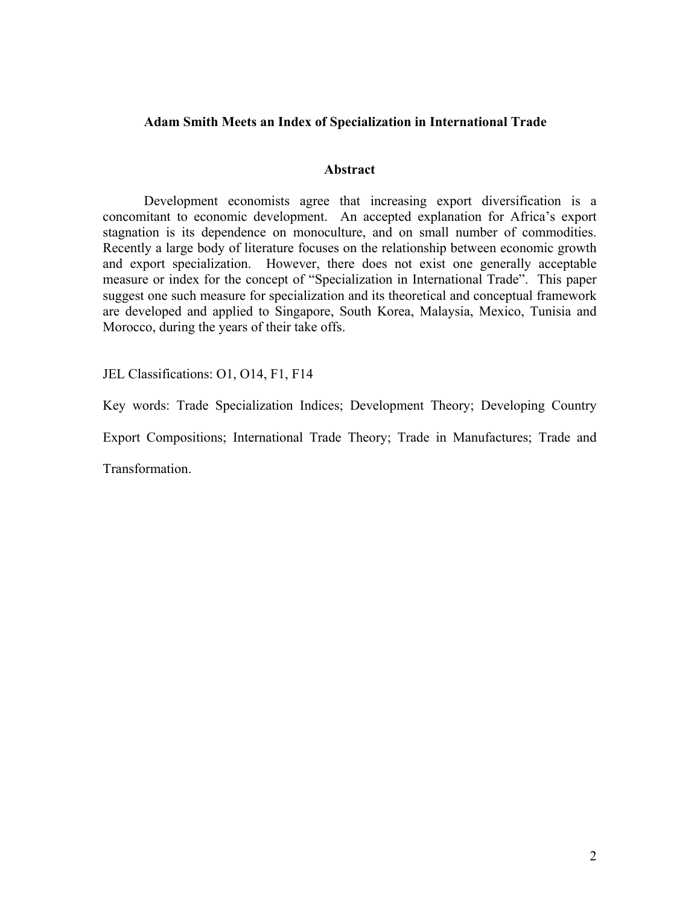**Adam Smith Meets an Index of Specialization in International Trade**

**Abstract**

Development economists agree that increasing export diversification is a concomitant to economic development. An accepted explanation for Africa's export stagnation is its dependence on monoculture, and on small number of commodities. Recently a large body of literature focuses on the relationship between economic growth and export specialization. However, there does not exist one generally acceptable measure or index for the concept of "Specialization in International Trade". This paper suggest one such measure for specialization and its theoretical and conceptual framework are developed and applied to Singapore, South Korea, Malaysia, Mexico, Tunisia and Morocco, during the years of their take offs.

JEL Classifications: O1, O14, F1, F14

Key words: Trade Specialization Indices; Development Theory; Developing Country Export Compositions; International Trade Theory; Trade in Manufactures; Trade and Transformation.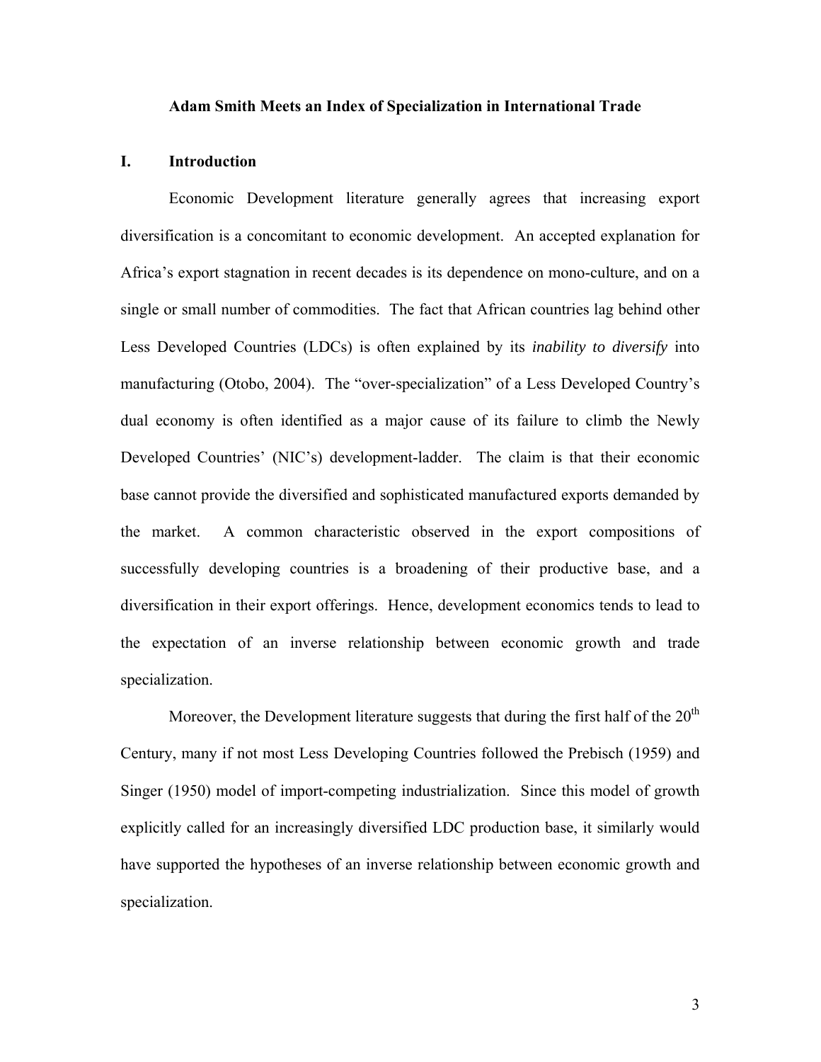**Adam Smith Meets an Index of Specialization in International Trade**

## I. Introduction

Economic Development literature generally agrees that increasing export diversification is a concomitant to economic development. An accepted explanation for Africa's export stagnation in recent decades is its dependence on mono-culture, and on a single or small number of commodities. The fact that African countries lag behind other Less Developed Countries (LDCs) is often explained by its *inability to diversify* into manufacturing (Otobo, 2004). The "over-specialization" of a Less Developed Country's dual economy is often identified as a major cause of its failure to climb the Newly Developed Countries' (NIC's) development-ladder. The claim is that their economic base cannot provide the diversified and sophisticated manufactured exports demanded by the market. A common characteristic observed in the export compositions of successfully developing countries is a broadening of their productive base, and a diversification in their export offerings. Hence, development economics tends to lead to the expectation of an inverse relationship between economic growth and trade specialization.

Moreover, the Development literature suggests that during the first half of the 20th Century, many if not most Less Developing Countries followed the Prebisch (1959) and Singer (1950) model of import-competing industrialization. Since this model of growth explicitly called for an increasingly diversified LDC production base, it similarly would have supported the hypotheses of an inverse relationship between economic growth and specialization.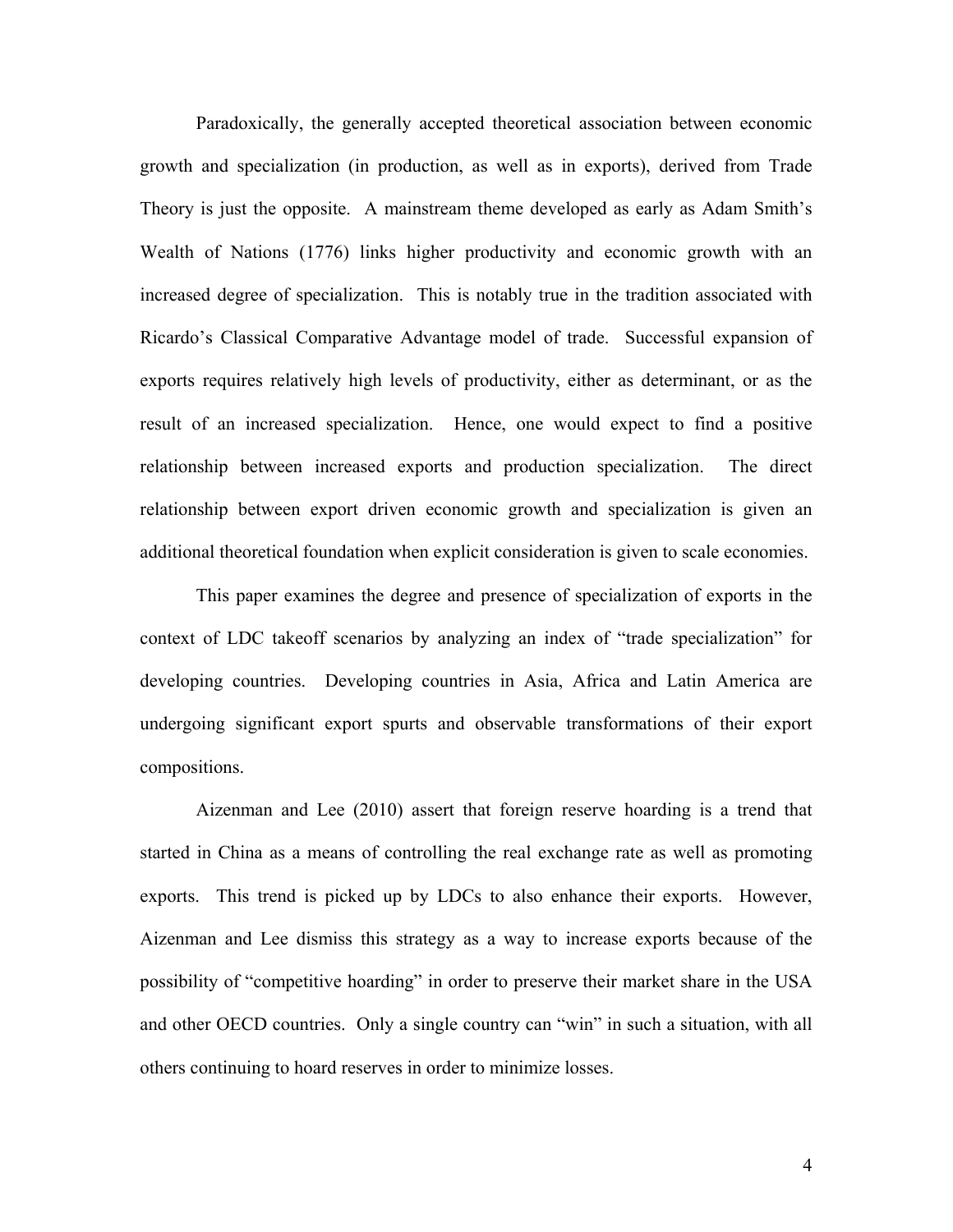Paradoxically, the generally accepted theoretical association between economic growth and specialization (in production, as well as in exports), derived from Trade Theory is just the opposite. A mainstream theme developed as early as Adam Smith's Wealth of Nations (1776) links higher productivity and economic growth with an increased degree of specialization. This is notably true in the tradition associated with Ricardo's Classical Comparative Advantage model of trade. Successful expansion of exports requires relatively high levels of productivity, either as determinant, or as the result of an increased specialization. Hence, one would expect to find a positive relationship between increased exports and production specialization. The direct relationship between export driven economic growth and specialization is given an additional theoretical foundation when explicit consideration is given to scale economies.

This paper examines the degree and presence of specialization of exports in the context of LDC takeoff scenarios by analyzing an index of "trade specialization" for developing countries. Developing countries in Asia, Africa and Latin America are undergoing significant export spurts and observable transformations of their export compositions.

Aizenman and Lee (2010) assert that foreign reserve hoarding is a trend that started in China as a means of controlling the real exchange rate as well as promoting exports. This trend is picked up by LDCs to also enhance their exports. However, Aizenman and Lee dismiss this strategy as a way to increase exports because of the possibility of "competitive hoarding" in order to preserve their market share in the USA and other OECD countries. Only a single country can "win" in such a situation, with all others continuing to hoard reserves in order to minimize losses.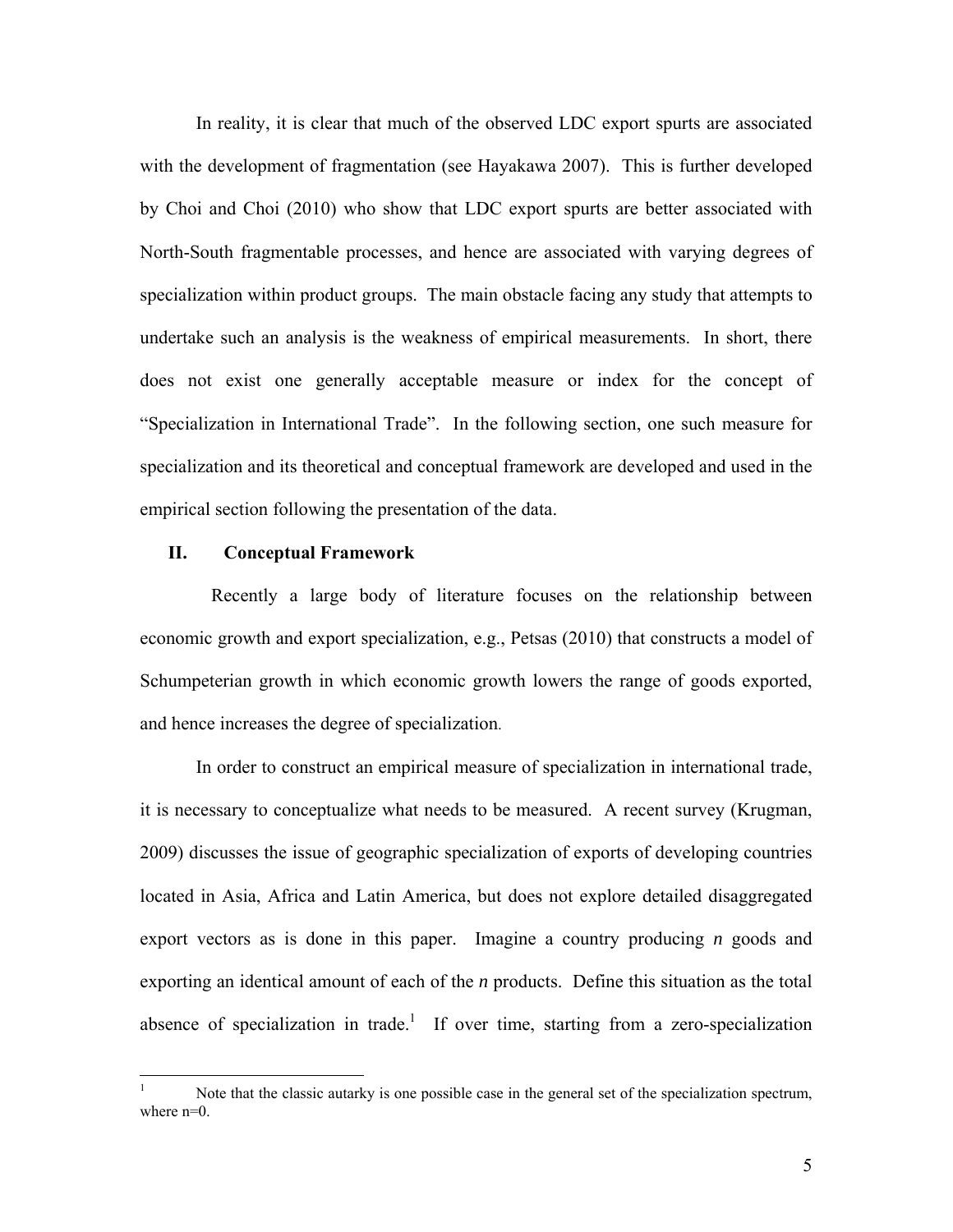In reality, it is clear that much of the observed LDC export spurts are associated with the development of fragmentation (see Hayakawa 2007). This is further developed by Choi and Choi (2010) who show that LDC export spurts are better associated with North-South fragmentable processes, and hence are associated with varying degrees of specialization within product groups. The main obstacle facing any study that attempts to undertake such an analysis is the weakness of empirical measurements. In short, there does not exist one generally acceptable measure or index for the concept of "Specialization in International Trade". In the following section, one such measure for specialization and its theoretical and conceptual framework are developed and used in the empirical section following the presentation of the data.

## II. Conceptual Framework

Recently a large body of literature focuses on the relationship between economic growth and export specialization, e.g., Petsas (2010) that constructs a model of Schumpeterian growth in which economic growth lowers the range of goods exported, and hence increases the degree of specialization.

In order to construct an empirical measure of specialization in international trade, it is necessary to conceptualize what needs to be measured. A recent survey (Krugman, 2009) discusses the issue of geographic specialization of exports of developing countries located in Asia, Africa and Latin America, but does not explore detailed disaggregated export vectors as is done in this paper. Imagine a country producing *n* goods and exporting an identical amount of each of the *n* products. Define this situation as the total absence of specialization in trade.[1] If over time, starting from a zero-specialization

---

[1] Note that the classic autarky is one possible case in the general set of the specialization spectrum, where n=0.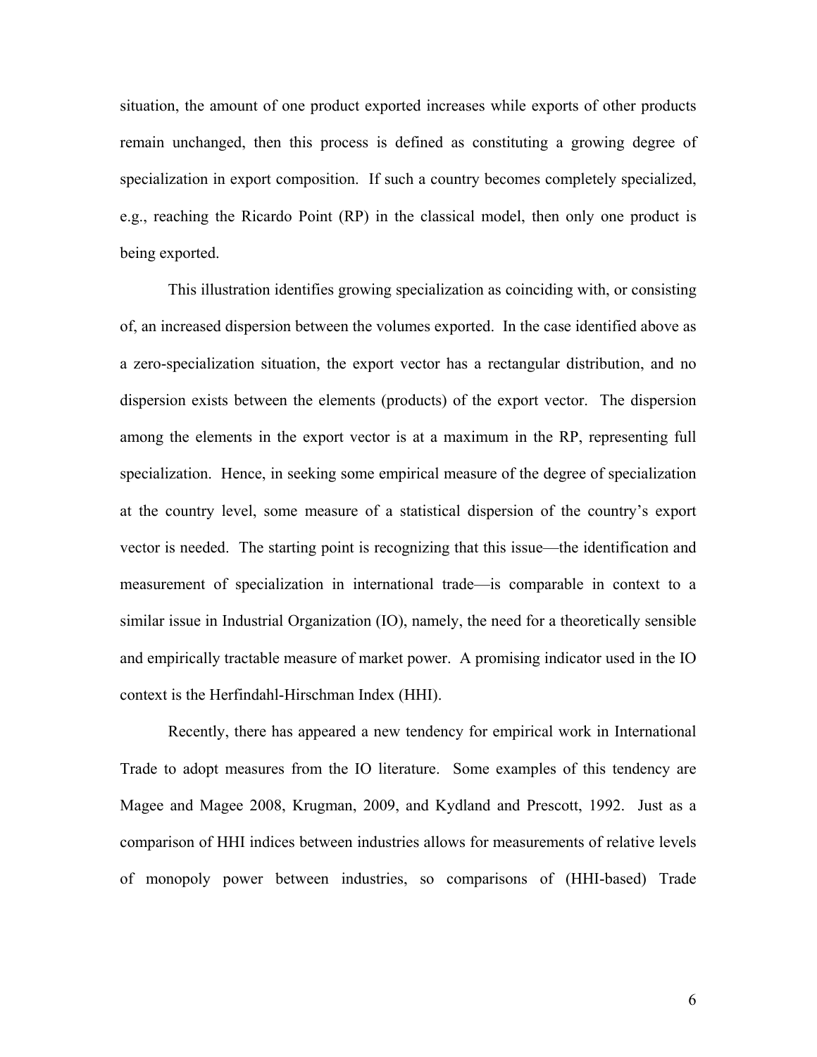situation, the amount of one product exported increases while exports of other products remain unchanged, then this process is defined as constituting a growing degree of specialization in export composition. If such a country becomes completely specialized, e.g., reaching the Ricardo Point (RP) in the classical model, then only one product is being exported.

This illustration identifies growing specialization as coinciding with, or consisting of, an increased dispersion between the volumes exported. In the case identified above as a zero-specialization situation, the export vector has a rectangular distribution, and no dispersion exists between the elements (products) of the export vector. The dispersion among the elements in the export vector is at a maximum in the RP, representing full specialization. Hence, in seeking some empirical measure of the degree of specialization at the country level, some measure of a statistical dispersion of the country's export vector is needed. The starting point is recognizing that this issue—the identification and measurement of specialization in international trade—is comparable in context to a similar issue in Industrial Organization (IO), namely, the need for a theoretically sensible and empirically tractable measure of market power. A promising indicator used in the IO context is the Herfindahl-Hirschman Index (HHI).

Recently, there has appeared a new tendency for empirical work in International Trade to adopt measures from the IO literature. Some examples of this tendency are Magee and Magee 2008, Krugman, 2009, and Kydland and Prescott, 1992. Just as a comparison of HHI indices between industries allows for measurements of relative levels of monopoly power between industries, so comparisons of (HHI-based) Trade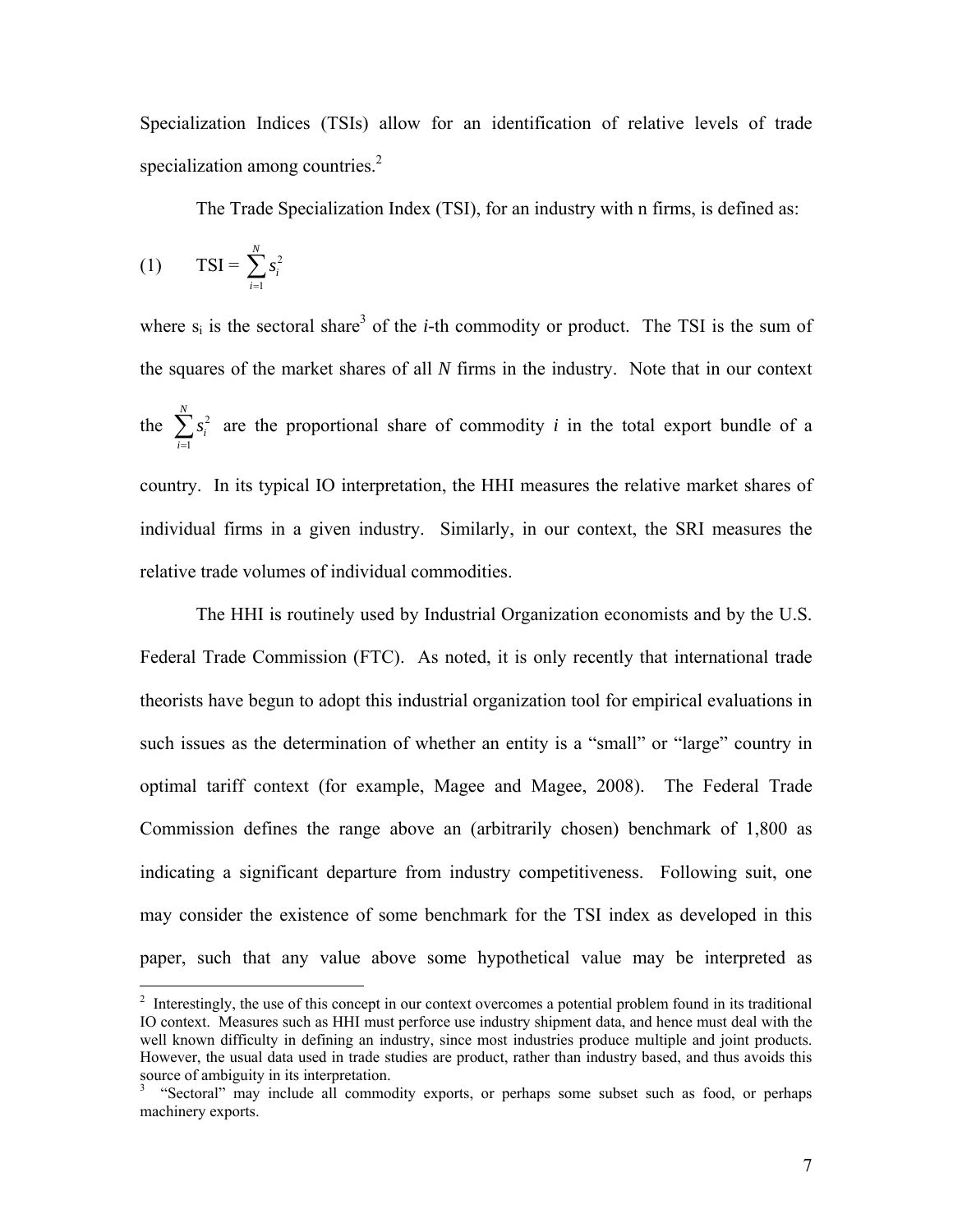Specialization Indices (TSIs) allow for an identification of relative levels of trade specialization among countries.[2]

The Trade Specialization Index (TSI), for an industry with n firms, is defined as:

$$\text{(1)} \qquad \text{TSI} = \sum_{i=1}^{N} s_i^2$$

where $s_i$ is the sectoral share[3] of the *i*-th commodity or product. The TSI is the sum of the squares of the market shares of all *N* firms in the industry. Note that in our context the $\sum_{i=1}^{N} s_i^2$ are the proportional share of commodity *i* in the total export bundle of a country. In its typical IO interpretation, the HHI measures the relative market shares of individual firms in a given industry. Similarly, in our context, the SRI measures the relative trade volumes of individual commodities.

The HHI is routinely used by Industrial Organization economists and by the U.S. Federal Trade Commission (FTC). As noted, it is only recently that international trade theorists have begun to adopt this industrial organization tool for empirical evaluations in such issues as the determination of whether an entity is a "small" or "large" country in optimal tariff context (for example, Magee and Magee, 2008). The Federal Trade Commission defines the range above an (arbitrarily chosen) benchmark of 1,800 as indicating a significant departure from industry competitiveness. Following suit, one may consider the existence of some benchmark for the TSI index as developed in this paper, such that any value above some hypothetical value may be interpreted as

---

[2] Interestingly, the use of this concept in our context overcomes a potential problem found in its traditional IO context. Measures such as HHI must perforce use industry shipment data, and hence must deal with the well known difficulty in defining an industry, since most industries produce multiple and joint products. However, the usual data used in trade studies are product, rather than industry based, and thus avoids this source of ambiguity in its interpretation.

[3] "Sectoral" may include all commodity exports, or perhaps some subset such as food, or perhaps machinery exports.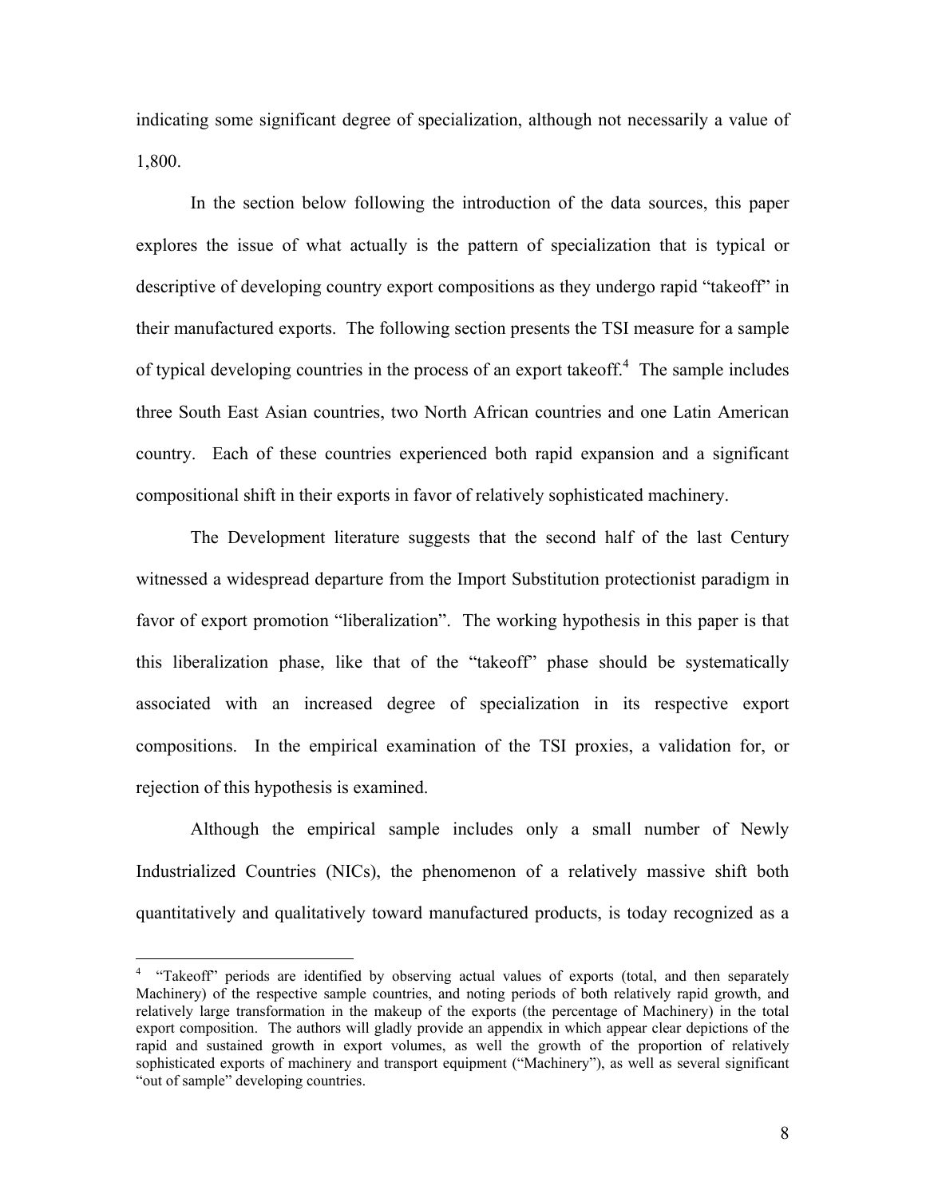indicating some significant degree of specialization, although not necessarily a value of 1,800.

In the section below following the introduction of the data sources, this paper explores the issue of what actually is the pattern of specialization that is typical or descriptive of developing country export compositions as they undergo rapid "takeoff" in their manufactured exports. The following section presents the TSI measure for a sample of typical developing countries in the process of an export takeoff.[4] The sample includes three South East Asian countries, two North African countries and one Latin American country. Each of these countries experienced both rapid expansion and a significant compositional shift in their exports in favor of relatively sophisticated machinery.

The Development literature suggests that the second half of the last Century witnessed a widespread departure from the Import Substitution protectionist paradigm in favor of export promotion "liberalization". The working hypothesis in this paper is that this liberalization phase, like that of the "takeoff" phase should be systematically associated with an increased degree of specialization in its respective export compositions. In the empirical examination of the TSI proxies, a validation for, or rejection of this hypothesis is examined.

Although the empirical sample includes only a small number of Newly Industrialized Countries (NICs), the phenomenon of a relatively massive shift both quantitatively and qualitatively toward manufactured products, is today recognized as a

[4] "Takeoff" periods are identified by observing actual values of exports (total, and then separately Machinery) of the respective sample countries, and noting periods of both relatively rapid growth, and relatively large transformation in the makeup of the exports (the percentage of Machinery) in the total export composition. The authors will gladly provide an appendix in which appear clear depictions of the rapid and sustained growth in export volumes, as well the growth of the proportion of relatively sophisticated exports of machinery and transport equipment ("Machinery"), as well as several significant "out of sample" developing countries.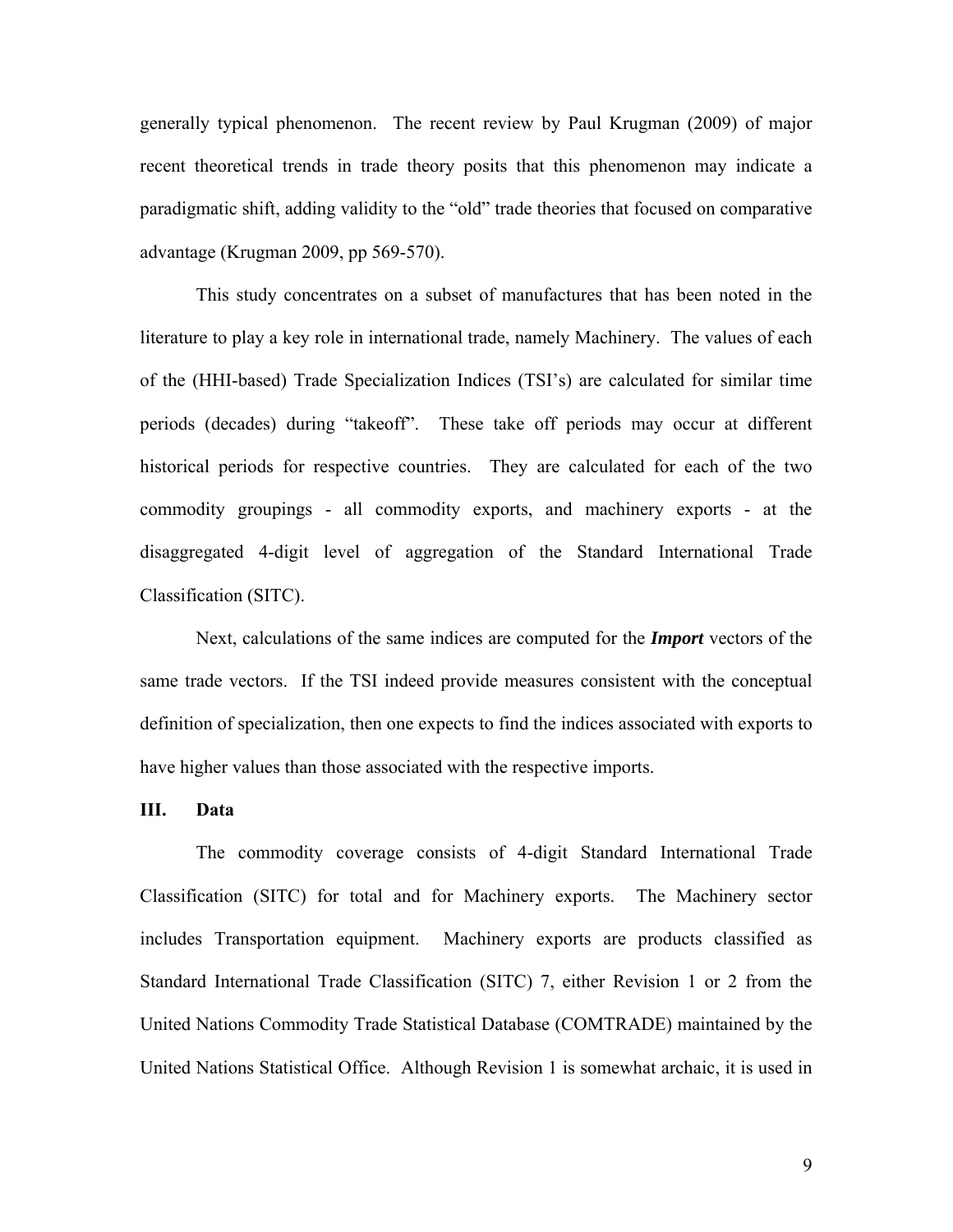generally typical phenomenon. The recent review by Paul Krugman (2009) of major recent theoretical trends in trade theory posits that this phenomenon may indicate a paradigmatic shift, adding validity to the "old" trade theories that focused on comparative advantage (Krugman 2009, pp 569-570).

This study concentrates on a subset of manufactures that has been noted in the literature to play a key role in international trade, namely Machinery. The values of each of the (HHI-based) Trade Specialization Indices (TSI's) are calculated for similar time periods (decades) during "takeoff". These take off periods may occur at different historical periods for respective countries. They are calculated for each of the two commodity groupings - all commodity exports, and machinery exports - at the disaggregated 4-digit level of aggregation of the Standard International Trade Classification (SITC).

Next, calculations of the same indices are computed for the ***Import*** vectors of the same trade vectors. If the TSI indeed provide measures consistent with the conceptual definition of specialization, then one expects to find the indices associated with exports to have higher values than those associated with the respective imports.

## III. Data

The commodity coverage consists of 4-digit Standard International Trade Classification (SITC) for total and for Machinery exports. The Machinery sector includes Transportation equipment. Machinery exports are products classified as Standard International Trade Classification (SITC) 7, either Revision 1 or 2 from the United Nations Commodity Trade Statistical Database (COMTRADE) maintained by the United Nations Statistical Office. Although Revision 1 is somewhat archaic, it is used in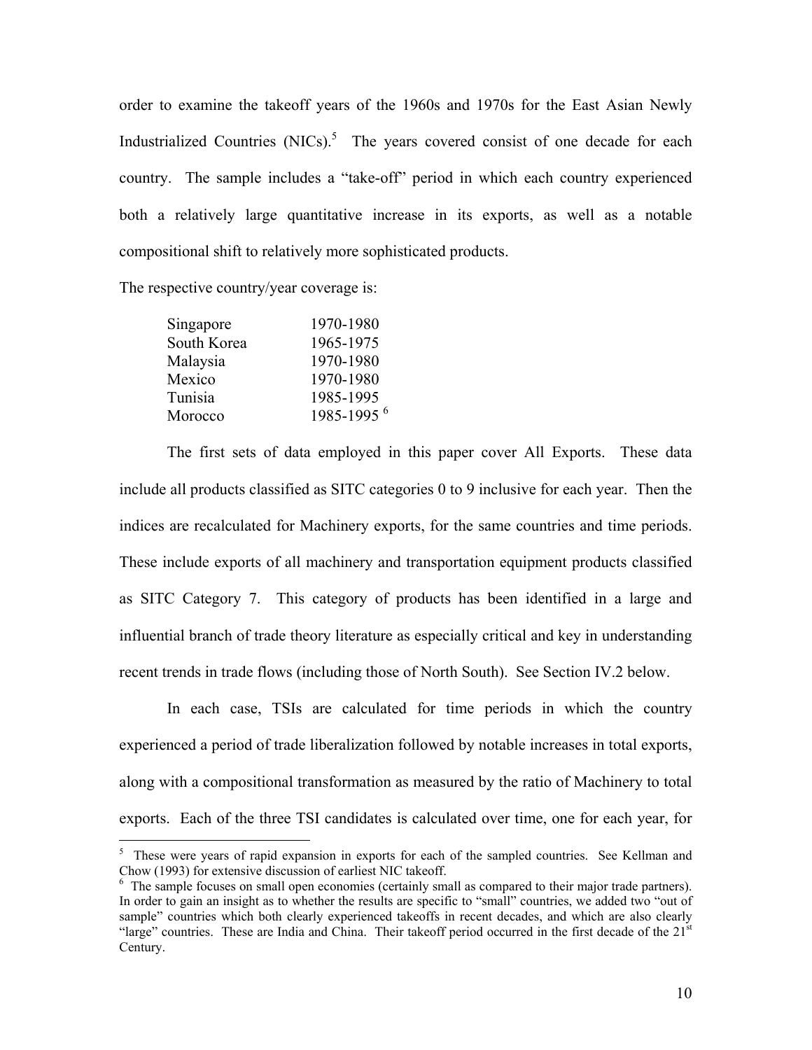order to examine the takeoff years of the 1960s and 1970s for the East Asian Newly Industrialized Countries (NICs).[5] The years covered consist of one decade for each country. The sample includes a "take-off" period in which each country experienced both a relatively large quantitative increase in its exports, as well as a notable compositional shift to relatively more sophisticated products.

The respective country/year coverage is:

| | |
|---|---|
| Singapore | 1970-1980 |
| South Korea | 1965-1975 |
| Malaysia | 1970-1980 |
| Mexico | 1970-1980 |
| Tunisia | 1985-1995 |
| Morocco | 1985-1995 [6] |

The first sets of data employed in this paper cover All Exports. These data include all products classified as SITC categories 0 to 9 inclusive for each year. Then the indices are recalculated for Machinery exports, for the same countries and time periods. These include exports of all machinery and transportation equipment products classified as SITC Category 7. This category of products has been identified in a large and influential branch of trade theory literature as especially critical and key in understanding recent trends in trade flows (including those of North South). See Section IV.2 below.

In each case, TSIs are calculated for time periods in which the country experienced a period of trade liberalization followed by notable increases in total exports, along with a compositional transformation as measured by the ratio of Machinery to total exports. Each of the three TSI candidates is calculated over time, one for each year, for

---

[5] These were years of rapid expansion in exports for each of the sampled countries. See Kellman and Chow (1993) for extensive discussion of earliest NIC takeoff.

[6] The sample focuses on small open economies (certainly small as compared to their major trade partners). In order to gain an insight as to whether the results are specific to "small" countries, we added two "out of sample" countries which both clearly experienced takeoffs in recent decades, and which are also clearly "large" countries. These are India and China. Their takeoff period occurred in the first decade of the 21st Century.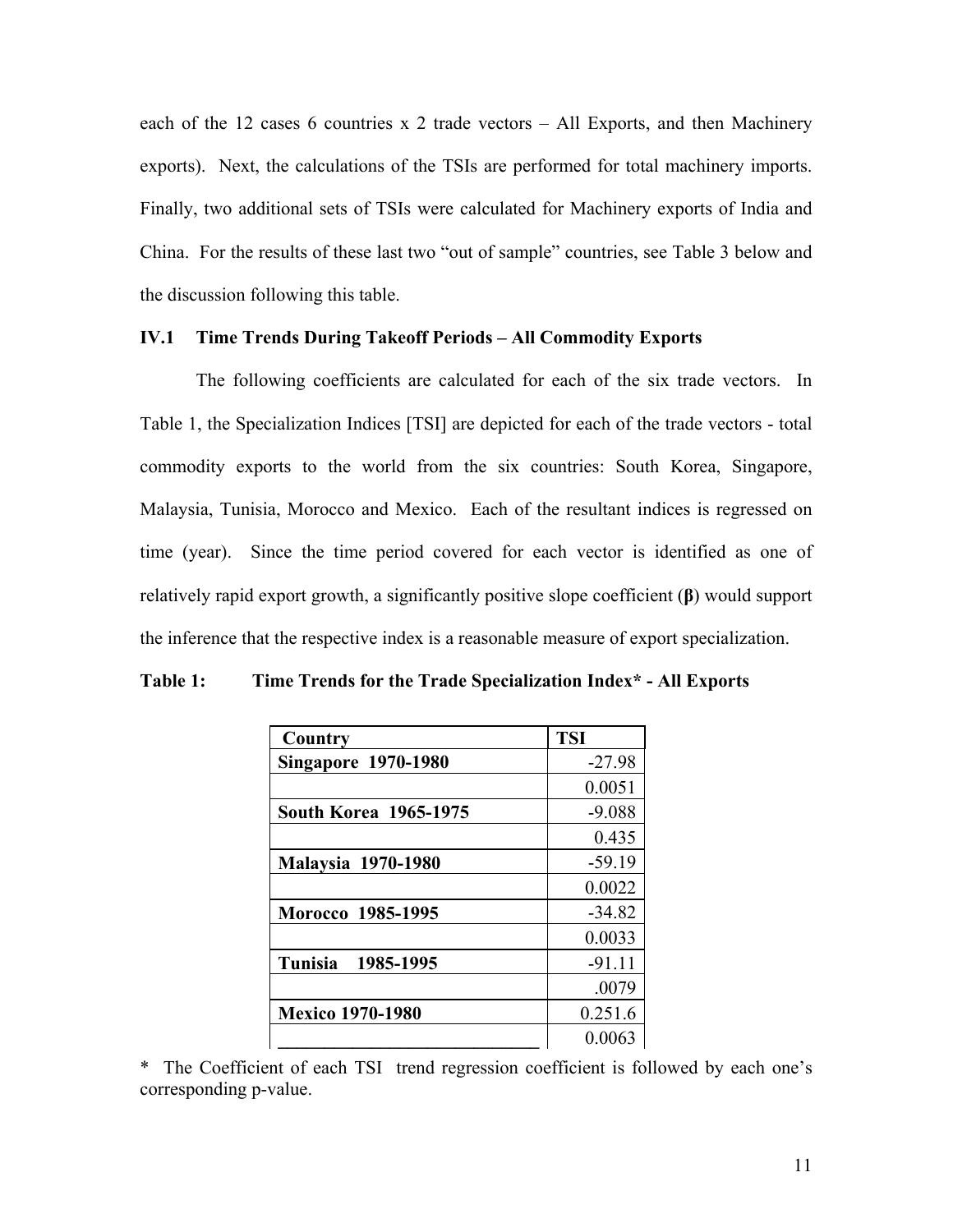each of the 12 cases 6 countries x 2 trade vectors – All Exports, and then Machinery exports). Next, the calculations of the TSIs are performed for total machinery imports. Finally, two additional sets of TSIs were calculated for Machinery exports of India and China. For the results of these last two "out of sample" countries, see Table 3 below and the discussion following this table.

### IV.1 Time Trends During Takeoff Periods – All Commodity Exports

The following coefficients are calculated for each of the six trade vectors. In Table 1, the Specialization Indices [TSI] are depicted for each of the trade vectors - total commodity exports to the world from the six countries: South Korea, Singapore, Malaysia, Tunisia, Morocco and Mexico. Each of the resultant indices is regressed on time (year). Since the time period covered for each vector is identified as one of relatively rapid export growth, a significantly positive slope coefficient (**β**) would support the inference that the respective index is a reasonable measure of export specialization.

**Table 1: Time Trends for the Trade Specialization Index* - All Exports**

| Country | TSI |
|---|---|
| **Singapore 1970-1980** | -27.98 |
| | 0.0051 |
| **South Korea 1965-1975** | -9.088 |
| | 0.435 |
| **Malaysia 1970-1980** | -59.19 |
| | 0.0022 |
| **Morocco 1985-1995** | -34.82 |
| | 0.0033 |
| **Tunisia 1985-1995** | -91.11 |
| | .0079 |
| **Mexico 1970-1980** | 0.251.6 |
| | 0.0063 |

* The Coefficient of each TSI trend regression coefficient is followed by each one's corresponding p-value.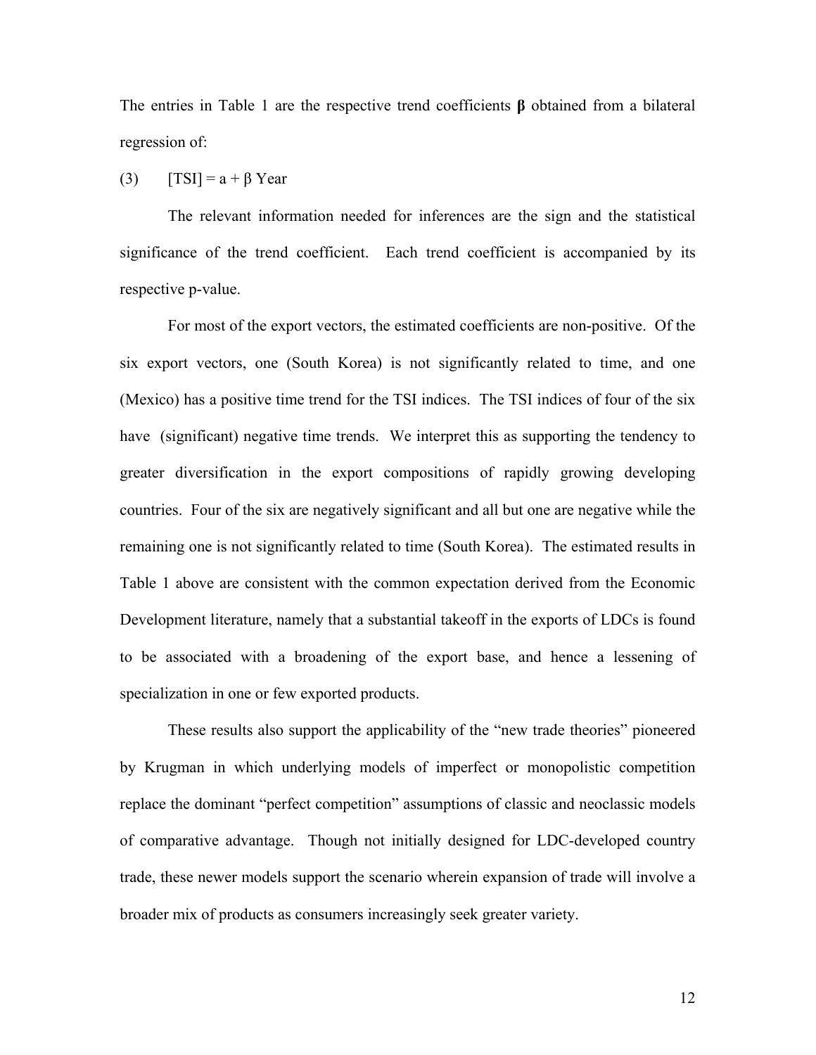The entries in Table 1 are the respective trend coefficients **β** obtained from a bilateral regression of:

$$\text{(3)} \qquad [TSI] = a + \beta \text{ Year}$$

The relevant information needed for inferences are the sign and the statistical significance of the trend coefficient. Each trend coefficient is accompanied by its respective p-value.

For most of the export vectors, the estimated coefficients are non-positive. Of the six export vectors, one (South Korea) is not significantly related to time, and one (Mexico) has a positive time trend for the TSI indices. The TSI indices of four of the six have (significant) negative time trends. We interpret this as supporting the tendency to greater diversification in the export compositions of rapidly growing developing countries. Four of the six are negatively significant and all but one are negative while the remaining one is not significantly related to time (South Korea). The estimated results in Table 1 above are consistent with the common expectation derived from the Economic Development literature, namely that a substantial takeoff in the exports of LDCs is found to be associated with a broadening of the export base, and hence a lessening of specialization in one or few exported products.

These results also support the applicability of the "new trade theories" pioneered by Krugman in which underlying models of imperfect or monopolistic competition replace the dominant "perfect competition" assumptions of classic and neoclassic models of comparative advantage. Though not initially designed for LDC-developed country trade, these newer models support the scenario wherein expansion of trade will involve a broader mix of products as consumers increasingly seek greater variety.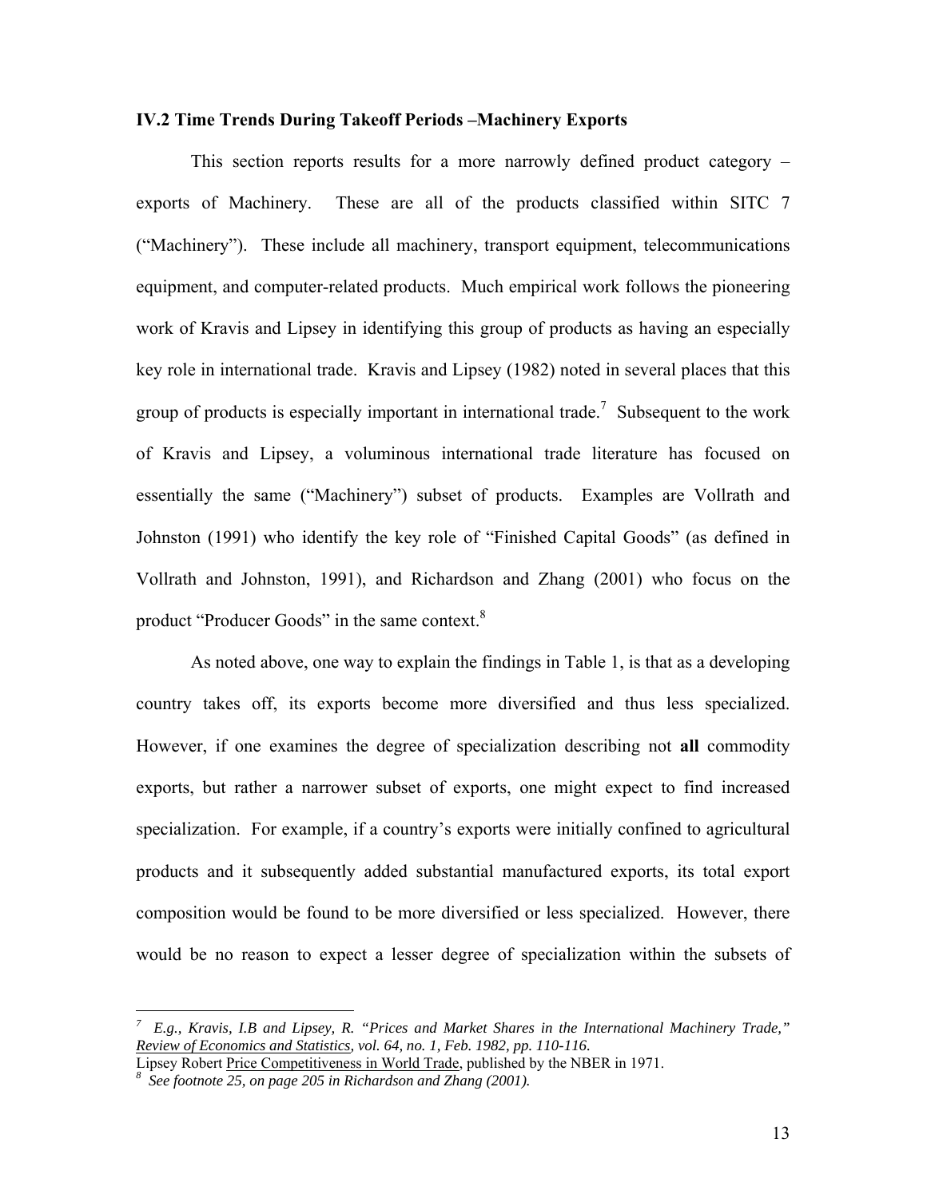### IV.2 Time Trends During Takeoff Periods –Machinery Exports

This section reports results for a more narrowly defined product category – exports of Machinery. These are all of the products classified within SITC 7 ("Machinery"). These include all machinery, transport equipment, telecommunications equipment, and computer-related products. Much empirical work follows the pioneering work of Kravis and Lipsey in identifying this group of products as having an especially key role in international trade. Kravis and Lipsey (1982) noted in several places that this group of products is especially important in international trade.[7] Subsequent to the work of Kravis and Lipsey, a voluminous international trade literature has focused on essentially the same ("Machinery") subset of products. Examples are Vollrath and Johnston (1991) who identify the key role of "Finished Capital Goods" (as defined in Vollrath and Johnston, 1991), and Richardson and Zhang (2001) who focus on the product "Producer Goods" in the same context.[8]

As noted above, one way to explain the findings in Table 1, is that as a developing country takes off, its exports become more diversified and thus less specialized. However, if one examines the degree of specialization describing not **all** commodity exports, but rather a narrower subset of exports, one might expect to find increased specialization. For example, if a country's exports were initially confined to agricultural products and it subsequently added substantial manufactured exports, its total export composition would be found to be more diversified or less specialized. However, there would be no reason to expect a lesser degree of specialization within the subsets of

---

[7] *E.g., Kravis, I.B and Lipsey, R. "Prices and Market Shares in the International Machinery Trade," Review of Economics and Statistics, vol. 64, no. 1, Feb. 1982, pp. 110-116.*
Lipsey Robert Price Competitiveness in World Trade, published by the NBER in 1971.

[8] *See footnote 25, on page 205 in Richardson and Zhang (2001).*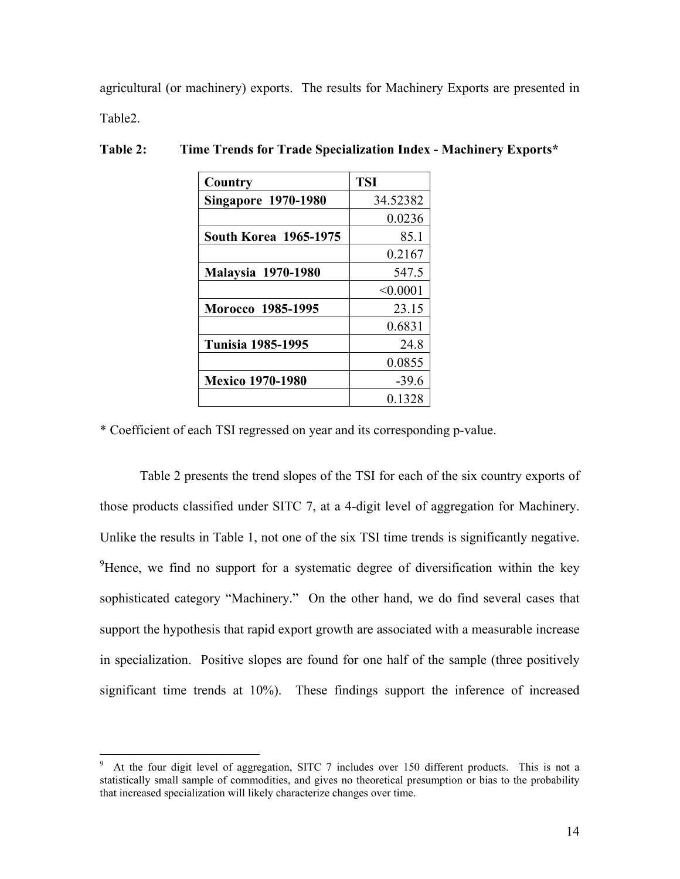agricultural (or machinery) exports. The results for Machinery Exports are presented in Table2.

**Table 2: Time Trends for Trade Specialization Index - Machinery Exports***

| Country | TSI |
|---|---|
| **Singapore 1970-1980** | 34.52382 |
| | 0.0236 |
| **South Korea 1965-1975** | 85.1 |
| | 0.2167 |
| **Malaysia 1970-1980** | 547.5 |
| | <0.0001 |
| **Morocco 1985-1995** | 23.15 |
| | 0.6831 |
| **Tunisia 1985-1995** | 24.8 |
| | 0.0855 |
| **Mexico 1970-1980** | -39.6 |
| | 0.1328 |

* Coefficient of each TSI regressed on year and its corresponding p-value.

Table 2 presents the trend slopes of the TSI for each of the six country exports of those products classified under SITC 7, at a 4-digit level of aggregation for Machinery. Unlike the results in Table 1, not one of the six TSI time trends is significantly negative. [9]Hence, we find no support for a systematic degree of diversification within the key sophisticated category "Machinery." On the other hand, we do find several cases that support the hypothesis that rapid export growth are associated with a measurable increase in specialization. Positive slopes are found for one half of the sample (three positively significant time trends at 10%). These findings support the inference of increased

[9] At the four digit level of aggregation, SITC 7 includes over 150 different products. This is not a statistically small sample of commodities, and gives no theoretical presumption or bias to the probability that increased specialization will likely characterize changes over time.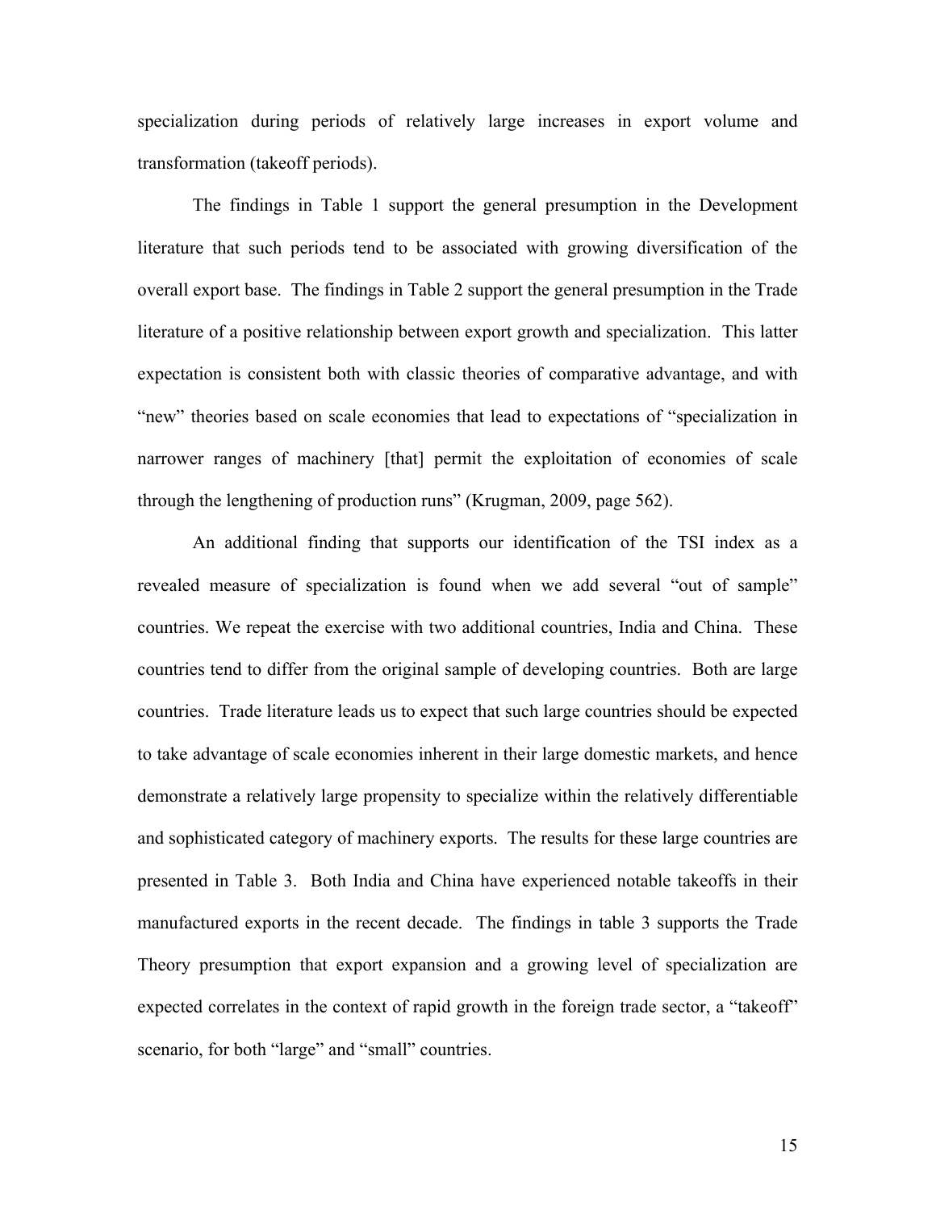specialization during periods of relatively large increases in export volume and transformation (takeoff periods).

The findings in Table 1 support the general presumption in the Development literature that such periods tend to be associated with growing diversification of the overall export base. The findings in Table 2 support the general presumption in the Trade literature of a positive relationship between export growth and specialization. This latter expectation is consistent both with classic theories of comparative advantage, and with "new" theories based on scale economies that lead to expectations of "specialization in narrower ranges of machinery [that] permit the exploitation of economies of scale through the lengthening of production runs" (Krugman, 2009, page 562).

An additional finding that supports our identification of the TSI index as a revealed measure of specialization is found when we add several "out of sample" countries. We repeat the exercise with two additional countries, India and China. These countries tend to differ from the original sample of developing countries. Both are large countries. Trade literature leads us to expect that such large countries should be expected to take advantage of scale economies inherent in their large domestic markets, and hence demonstrate a relatively large propensity to specialize within the relatively differentiable and sophisticated category of machinery exports. The results for these large countries are presented in Table 3. Both India and China have experienced notable takeoffs in their manufactured exports in the recent decade. The findings in table 3 supports the Trade Theory presumption that export expansion and a growing level of specialization are expected correlates in the context of rapid growth in the foreign trade sector, a "takeoff" scenario, for both "large" and "small" countries.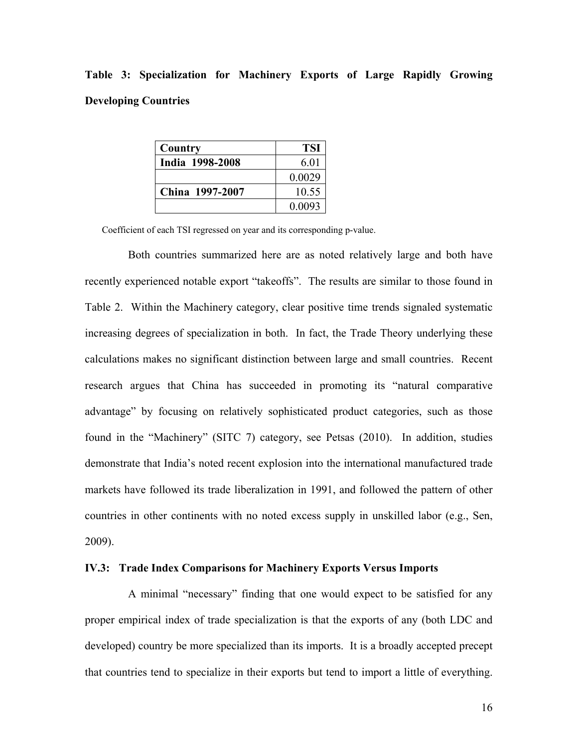**Table 3: Specialization for Machinery Exports of Large Rapidly Growing Developing Countries**

| Country | TSI |
|---|---|
| **India 1998-2008** | 6.01 |
| | 0.0029 |
| **China 1997-2007** | 10.55 |
| | 0.0093 |

Coefficient of each TSI regressed on year and its corresponding p-value.

Both countries summarized here are as noted relatively large and both have recently experienced notable export "takeoffs". The results are similar to those found in Table 2. Within the Machinery category, clear positive time trends signaled systematic increasing degrees of specialization in both. In fact, the Trade Theory underlying these calculations makes no significant distinction between large and small countries. Recent research argues that China has succeeded in promoting its "natural comparative advantage" by focusing on relatively sophisticated product categories, such as those found in the "Machinery" (SITC 7) category, see Petsas (2010). In addition, studies demonstrate that India's noted recent explosion into the international manufactured trade markets have followed its trade liberalization in 1991, and followed the pattern of other countries in other continents with no noted excess supply in unskilled labor (e.g., Sen, 2009).

### IV.3: Trade Index Comparisons for Machinery Exports Versus Imports

A minimal "necessary" finding that one would expect to be satisfied for any proper empirical index of trade specialization is that the exports of any (both LDC and developed) country be more specialized than its imports. It is a broadly accepted precept that countries tend to specialize in their exports but tend to import a little of everything.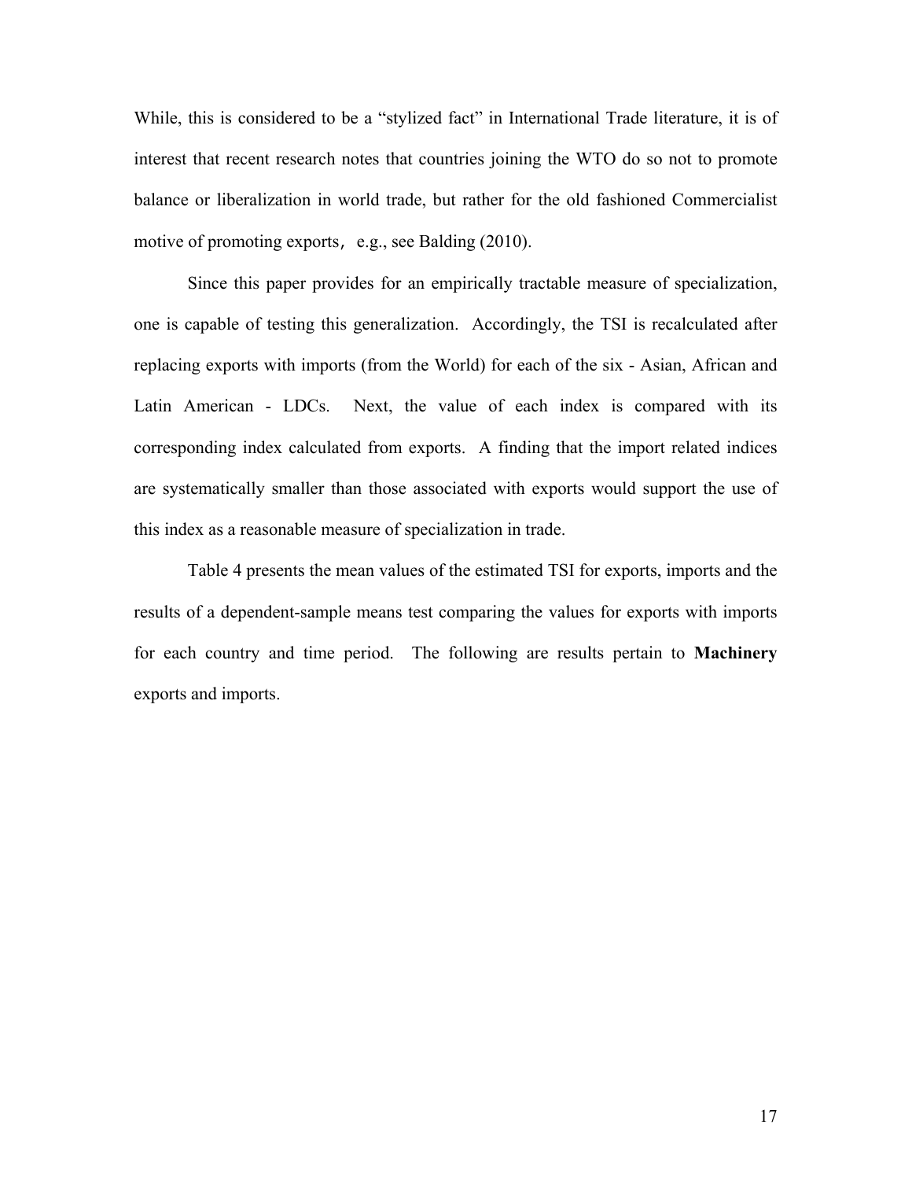While, this is considered to be a "stylized fact" in International Trade literature, it is of interest that recent research notes that countries joining the WTO do so not to promote balance or liberalization in world trade, but rather for the old fashioned Commercialist motive of promoting exports, e.g., see Balding (2010).

Since this paper provides for an empirically tractable measure of specialization, one is capable of testing this generalization. Accordingly, the TSI is recalculated after replacing exports with imports (from the World) for each of the six - Asian, African and Latin American - LDCs. Next, the value of each index is compared with its corresponding index calculated from exports. A finding that the import related indices are systematically smaller than those associated with exports would support the use of this index as a reasonable measure of specialization in trade.

Table 4 presents the mean values of the estimated TSI for exports, imports and the results of a dependent-sample means test comparing the values for exports with imports for each country and time period. The following are results pertain to **Machinery** exports and imports.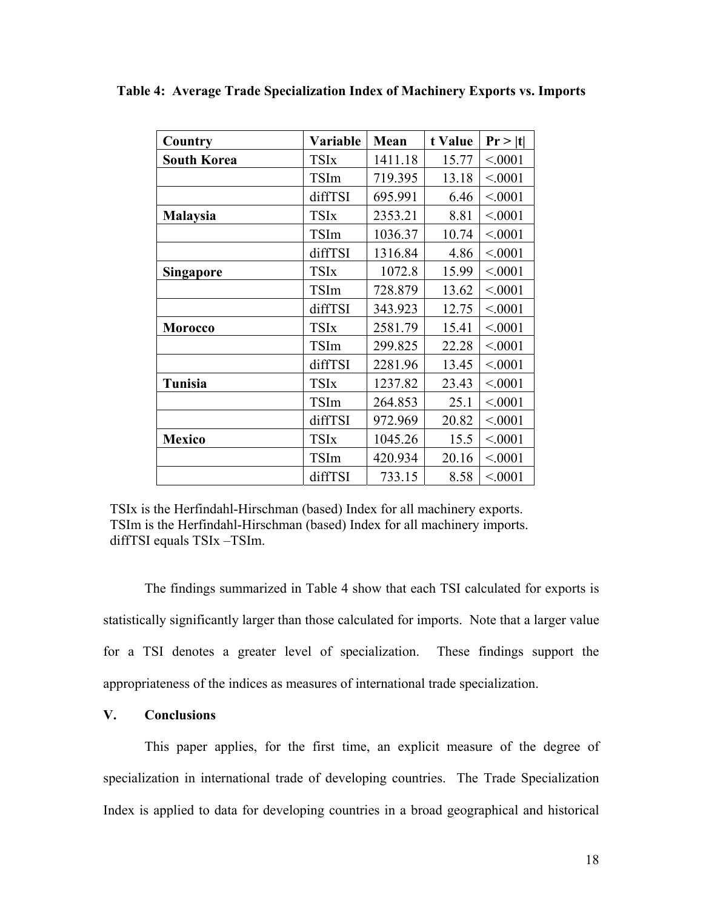**Table 4: Average Trade Specialization Index of Machinery Exports vs. Imports**

| Country | Variable | Mean | t Value | Pr > \|t\| |
|---|---|---|---|---|
| **South Korea** | TSIx | 1411.18 | 15.77 | <.0001 |
| | TSIm | 719.395 | 13.18 | <.0001 |
| | diffTSI | 695.991 | 6.46 | <.0001 |
| **Malaysia** | TSIx | 2353.21 | 8.81 | <.0001 |
| | TSIm | 1036.37 | 10.74 | <.0001 |
| | diffTSI | 1316.84 | 4.86 | <.0001 |
| **Singapore** | TSIx | 1072.8 | 15.99 | <.0001 |
| | TSIm | 728.879 | 13.62 | <.0001 |
| | diffTSI | 343.923 | 12.75 | <.0001 |
| **Morocco** | TSIx | 2581.79 | 15.41 | <.0001 |
| | TSIm | 299.825 | 22.28 | <.0001 |
| | diffTSI | 2281.96 | 13.45 | <.0001 |
| **Tunisia** | TSIx | 1237.82 | 23.43 | <.0001 |
| | TSIm | 264.853 | 25.1 | <.0001 |
| | diffTSI | 972.969 | 20.82 | <.0001 |
| **Mexico** | TSIx | 1045.26 | 15.5 | <.0001 |
| | TSIm | 420.934 | 20.16 | <.0001 |
| | diffTSI | 733.15 | 8.58 | <.0001 |

TSIx is the Herfindahl-Hirschman (based) Index for all machinery exports.
TSIm is the Herfindahl-Hirschman (based) Index for all machinery imports.
diffTSI equals TSIx –TSIm.

The findings summarized in Table 4 show that each TSI calculated for exports is statistically significantly larger than those calculated for imports. Note that a larger value for a TSI denotes a greater level of specialization. These findings support the appropriateness of the indices as measures of international trade specialization.

## V. Conclusions

This paper applies, for the first time, an explicit measure of the degree of specialization in international trade of developing countries. The Trade Specialization Index is applied to data for developing countries in a broad geographical and historical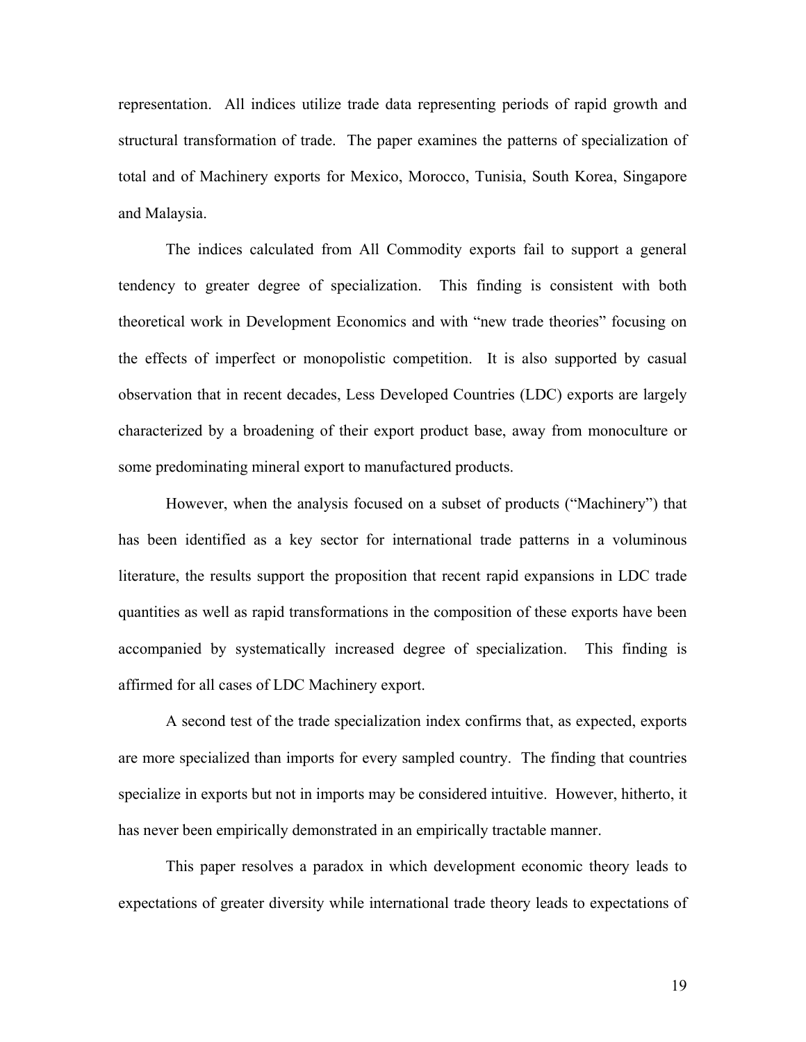representation. All indices utilize trade data representing periods of rapid growth and structural transformation of trade. The paper examines the patterns of specialization of total and of Machinery exports for Mexico, Morocco, Tunisia, South Korea, Singapore and Malaysia.

The indices calculated from All Commodity exports fail to support a general tendency to greater degree of specialization. This finding is consistent with both theoretical work in Development Economics and with "new trade theories" focusing on the effects of imperfect or monopolistic competition. It is also supported by casual observation that in recent decades, Less Developed Countries (LDC) exports are largely characterized by a broadening of their export product base, away from monoculture or some predominating mineral export to manufactured products.

However, when the analysis focused on a subset of products ("Machinery") that has been identified as a key sector for international trade patterns in a voluminous literature, the results support the proposition that recent rapid expansions in LDC trade quantities as well as rapid transformations in the composition of these exports have been accompanied by systematically increased degree of specialization. This finding is affirmed for all cases of LDC Machinery export.

A second test of the trade specialization index confirms that, as expected, exports are more specialized than imports for every sampled country. The finding that countries specialize in exports but not in imports may be considered intuitive. However, hitherto, it has never been empirically demonstrated in an empirically tractable manner.

This paper resolves a paradox in which development economic theory leads to expectations of greater diversity while international trade theory leads to expectations of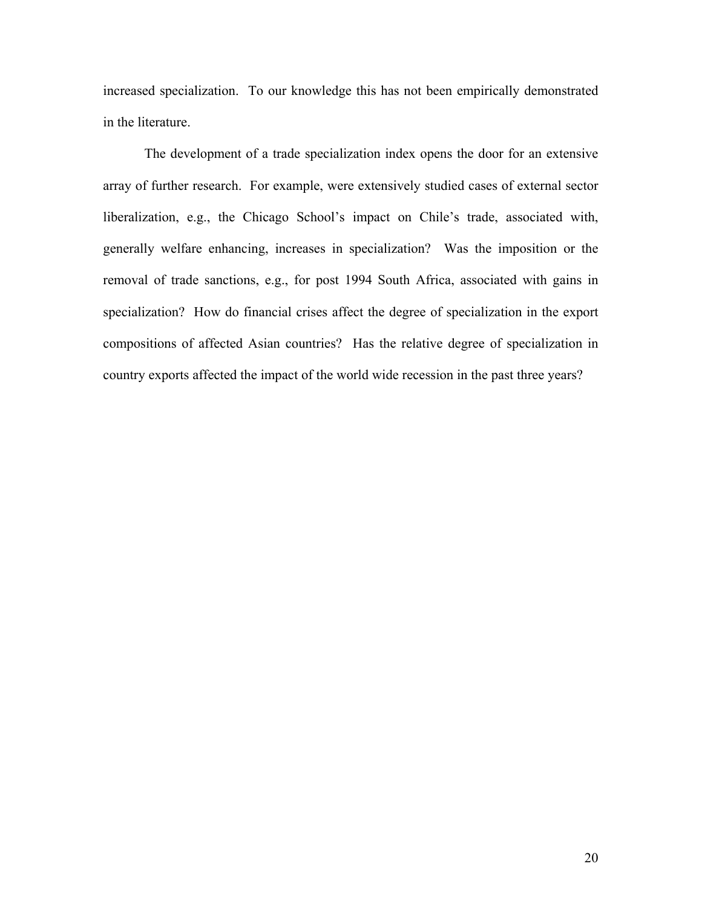increased specialization. To our knowledge this has not been empirically demonstrated in the literature.

The development of a trade specialization index opens the door for an extensive array of further research. For example, were extensively studied cases of external sector liberalization, e.g., the Chicago School's impact on Chile's trade, associated with, generally welfare enhancing, increases in specialization? Was the imposition or the removal of trade sanctions, e.g., for post 1994 South Africa, associated with gains in specialization? How do financial crises affect the degree of specialization in the export compositions of affected Asian countries? Has the relative degree of specialization in country exports affected the impact of the world wide recession in the past three years?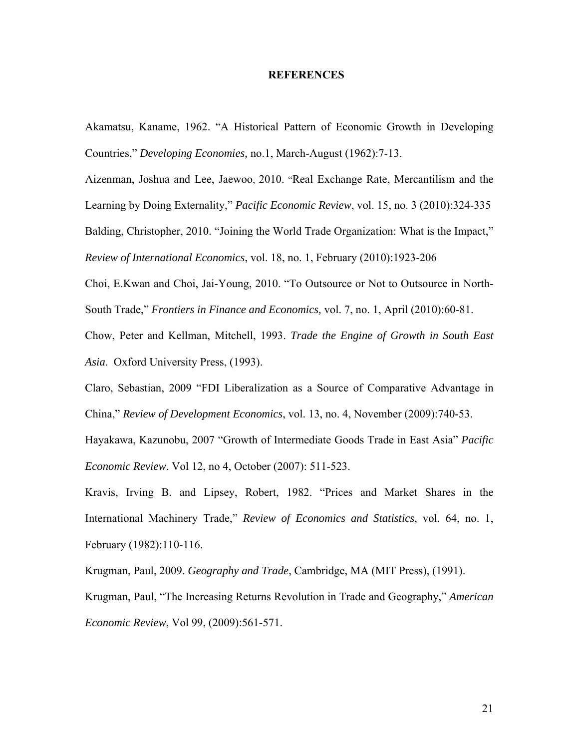# REFERENCES

Akamatsu, Kaname, 1962. "A Historical Pattern of Economic Growth in Developing Countries," *Developing Economies,* no.1, March-August (1962):7-13.

Aizenman, Joshua and Lee, Jaewoo, 2010. "Real Exchange Rate, Mercantilism and the Learning by Doing Externality," *Pacific Economic Review*, vol. 15, no. 3 (2010):324-335

Balding, Christopher, 2010. "Joining the World Trade Organization: What is the Impact," *Review of International Economics*, vol. 18, no. 1, February (2010):1923-206

Choi, E.Kwan and Choi, Jai-Young, 2010. "To Outsource or Not to Outsource in North-South Trade," *Frontiers in Finance and Economics,* vol. 7, no. 1, April (2010):60-81.

Chow, Peter and Kellman, Mitchell, 1993. *Trade the Engine of Growth in South East Asia*. Oxford University Press, (1993).

Claro, Sebastian, 2009 "FDI Liberalization as a Source of Comparative Advantage in China," *Review of Development Economics*, vol. 13, no. 4, November (2009):740-53.

Hayakawa, Kazunobu, 2007 "Growth of Intermediate Goods Trade in East Asia" *Pacific Economic Review*. Vol 12, no 4, October (2007): 511-523.

Kravis, Irving B. and Lipsey, Robert, 1982. "Prices and Market Shares in the International Machinery Trade," *Review of Economics and Statistics*, vol. 64, no. 1, February (1982):110-116.

Krugman, Paul, 2009. *Geography and Trade*, Cambridge, MA (MIT Press), (1991).

Krugman, Paul, "The Increasing Returns Revolution in Trade and Geography," *American Economic Review*, Vol 99, (2009):561-571.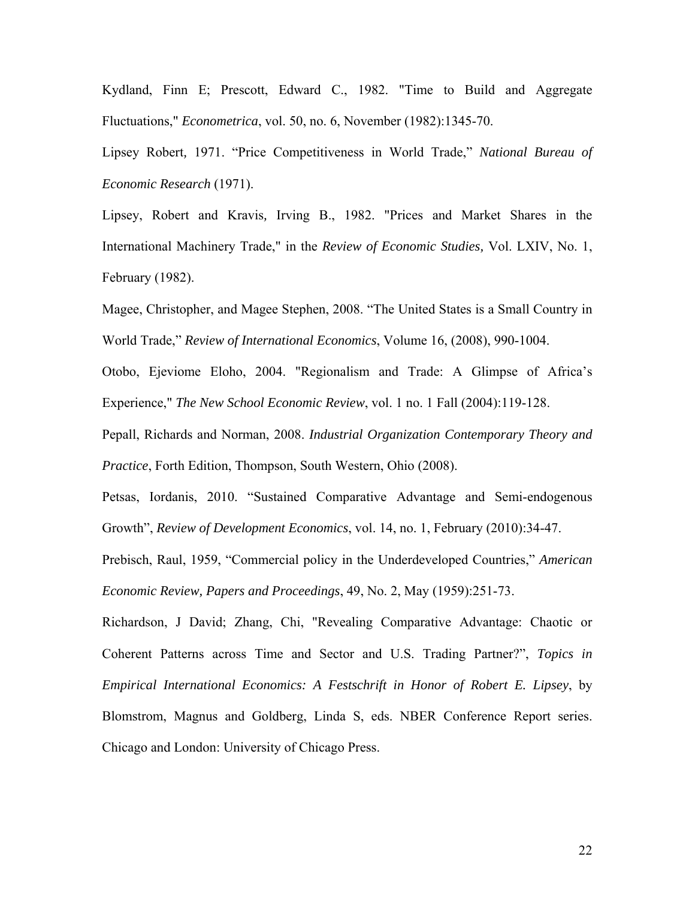Kydland, Finn E; Prescott, Edward C., 1982. "Time to Build and Aggregate Fluctuations," *Econometrica*, vol. 50, no. 6, November (1982):1345-70.

Lipsey Robert, 1971. "Price Competitiveness in World Trade," *National Bureau of Economic Research* (1971).

Lipsey, Robert and Kravis, Irving B., 1982. "Prices and Market Shares in the International Machinery Trade," in the *Review of Economic Studies,* Vol. LXIV, No. 1, February (1982).

Magee, Christopher, and Magee Stephen, 2008. "The United States is a Small Country in World Trade," *Review of International Economics*, Volume 16, (2008), 990-1004.

Otobo, Ejeviome Eloho, 2004. "Regionalism and Trade: A Glimpse of Africa's Experience," *The New School Economic Review*, vol. 1 no. 1 Fall (2004):119-128.

Pepall, Richards and Norman, 2008. *Industrial Organization Contemporary Theory and Practice*, Forth Edition, Thompson, South Western, Ohio (2008).

Petsas, Iordanis, 2010. "Sustained Comparative Advantage and Semi-endogenous Growth", *Review of Development Economics*, vol. 14, no. 1, February (2010):34-47.

Prebisch, Raul, 1959, "Commercial policy in the Underdeveloped Countries," *American Economic Review, Papers and Proceedings*, 49, No. 2, May (1959):251-73.

Richardson, J David; Zhang, Chi, "Revealing Comparative Advantage: Chaotic or Coherent Patterns across Time and Sector and U.S. Trading Partner?", *Topics in Empirical International Economics: A Festschrift in Honor of Robert E. Lipsey*, by Blomstrom, Magnus and Goldberg, Linda S, eds. NBER Conference Report series. Chicago and London: University of Chicago Press.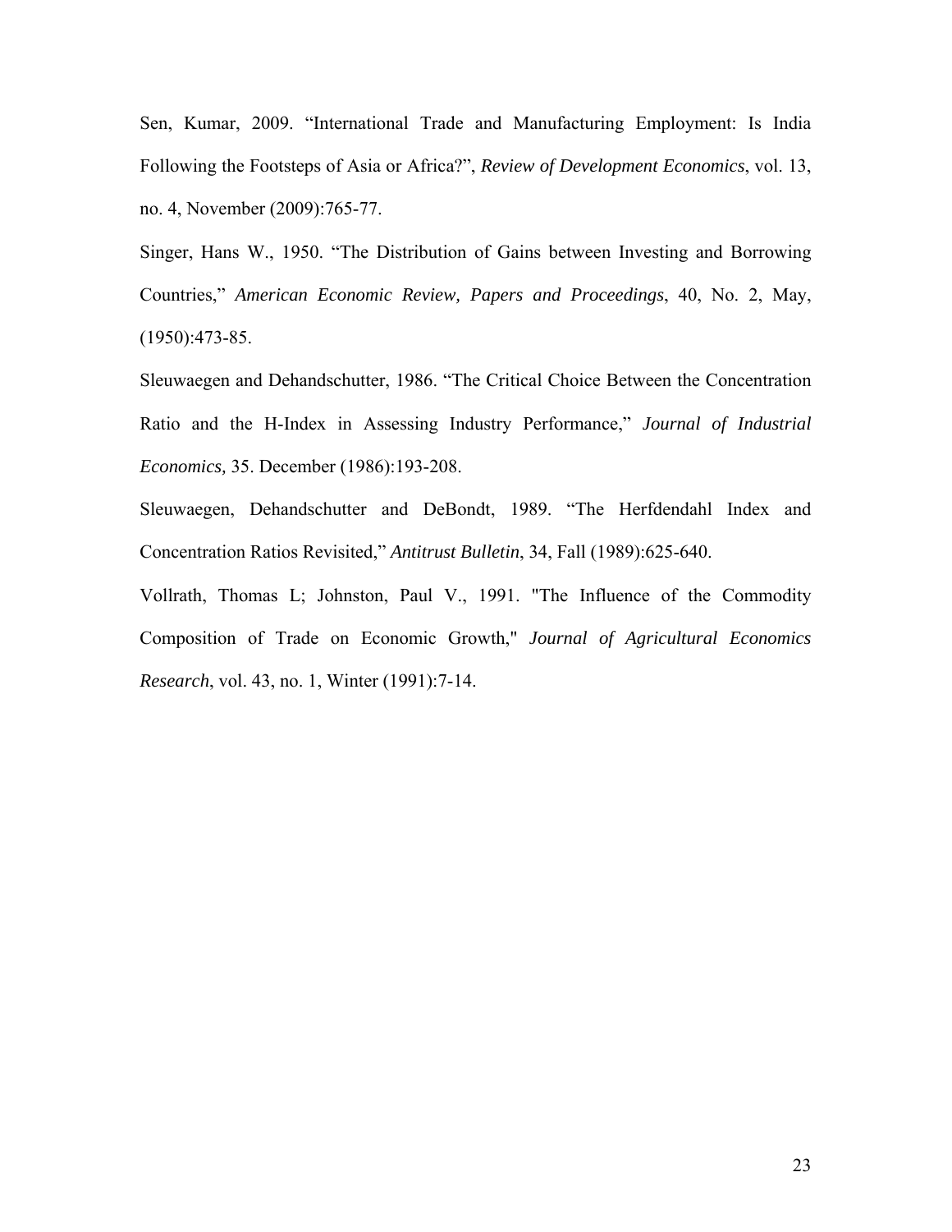Sen, Kumar, 2009. "International Trade and Manufacturing Employment: Is India Following the Footsteps of Asia or Africa?", *Review of Development Economics*, vol. 13, no. 4, November (2009):765-77.

Singer, Hans W., 1950. "The Distribution of Gains between Investing and Borrowing Countries," *American Economic Review, Papers and Proceedings*, 40, No. 2, May, (1950):473-85.

Sleuwaegen and Dehandschutter, 1986. "The Critical Choice Between the Concentration Ratio and the H-Index in Assessing Industry Performance," *Journal of Industrial Economics,* 35. December (1986):193-208.

Sleuwaegen, Dehandschutter and DeBondt, 1989. "The Herfdendahl Index and Concentration Ratios Revisited," *Antitrust Bulletin*, 34, Fall (1989):625-640.

Vollrath, Thomas L; Johnston, Paul V., 1991. "The Influence of the Commodity Composition of Trade on Economic Growth," *Journal of Agricultural Economics Research*, vol. 43, no. 1, Winter (1991):7-14.